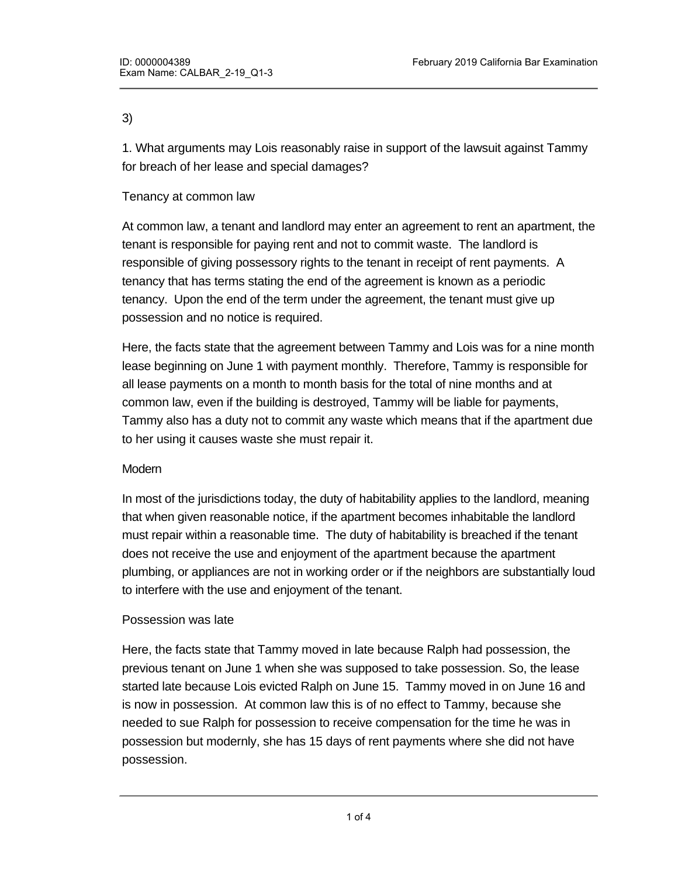3)

1. What arguments may Lois reasonably raise in support of the lawsuit against Tammy for breach of her lease and special damages?

Tenancy at common law

At common law, a tenant and landlord may enter an agreement to rent an apartment, the tenant is responsible for paying rent and not to commit waste. The landlord is responsible of giving possessory rights to the tenant in receipt of rent payments. A tenancy that has terms stating the end of the agreement is known as a periodic tenancy. Upon the end of the term under the agreement, the tenant must give up possession and no notice is required.

Here, the facts state that the agreement between Tammy and Lois was for a nine month lease beginning on June 1 with payment monthly. Therefore, Tammy is responsible for all lease payments on a month to month basis for the total of nine months and at common law, even if the building is destroyed, Tammy will be liable for payments, Tammy also has a duty not to commit any waste which means that if the apartment due to her using it causes waste she must repair it.

Modern

In most of the jurisdictions today, the duty of habitability applies to the landlord, meaning that when given reasonable notice, if the apartment becomes inhabitable the landlord must repair within a reasonable time. The duty of habitability is breached if the tenant does not receive the use and enjoyment of the apartment because the apartment plumbing, or appliances are not in working order or if the neighbors are substantially loud to interfere with the use and enjoyment of the tenant.

Possession was late

Here, the facts state that Tammy moved in late because Ralph had possession, the previous tenant on June 1 when she was supposed to take possession. So, the lease started late because Lois evicted Ralph on June 15. Tammy moved in on June 16 and is now in possession. At common law this is of no effect to Tammy, because she needed to sue Ralph for possession to receive compensation for the time he was in possession but modernly, she has 15 days of rent payments where she did not have possession.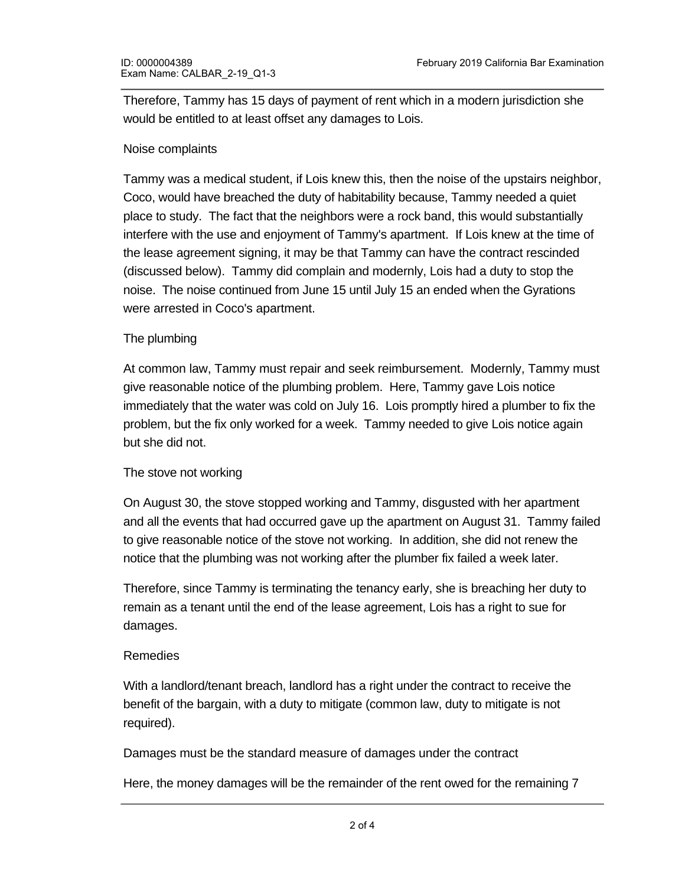Therefore, Tammy has 15 days of payment of rent which in a modern jurisdiction she would be entitled to at least offset any damages to Lois.

Noise complaints

Tammy was a medical student, if Lois knew this, then the noise of the upstairs neighbor, Coco, would have breached the duty of habitability because, Tammy needed a quiet place to study. The fact that the neighbors were a rock band, this would substantially interfere with the use and enjoyment of Tammy's apartment. If Lois knew at the time of the lease agreement signing, it may be that Tammy can have the contract rescinded (discussed below). Tammy did complain and modernly, Lois had a duty to stop the noise. The noise continued from June 15 until July 15 an ended when the Gyrations were arrested in Coco's apartment.

The plumbing

At common law, Tammy must repair and seek reimbursement. Modernly, Tammy must give reasonable notice of the plumbing problem. Here, Tammy gave Lois notice immediately that the water was cold on July 16. Lois promptly hired a plumber to fix the problem, but the fix only worked for a week. Tammy needed to give Lois notice again but she did not.

The stove not working

On August 30, the stove stopped working and Tammy, disgusted with her apartment and all the events that had occurred gave up the apartment on August 31. Tammy failed to give reasonable notice of the stove not working. In addition, she did not renew the notice that the plumbing was not working after the plumber fix failed a week later.

Therefore, since Tammy is terminating the tenancy early, she is breaching her duty to remain as a tenant until the end of the lease agreement, Lois has a right to sue for damages.

Remedies

With a landlord/tenant breach, landlord has a right under the contract to receive the benefit of the bargain, with a duty to mitigate (common law, duty to mitigate is not required).

Damages must be the standard measure of damages under the contract

Here, the money damages will be the remainder of the rent owed for the remaining 7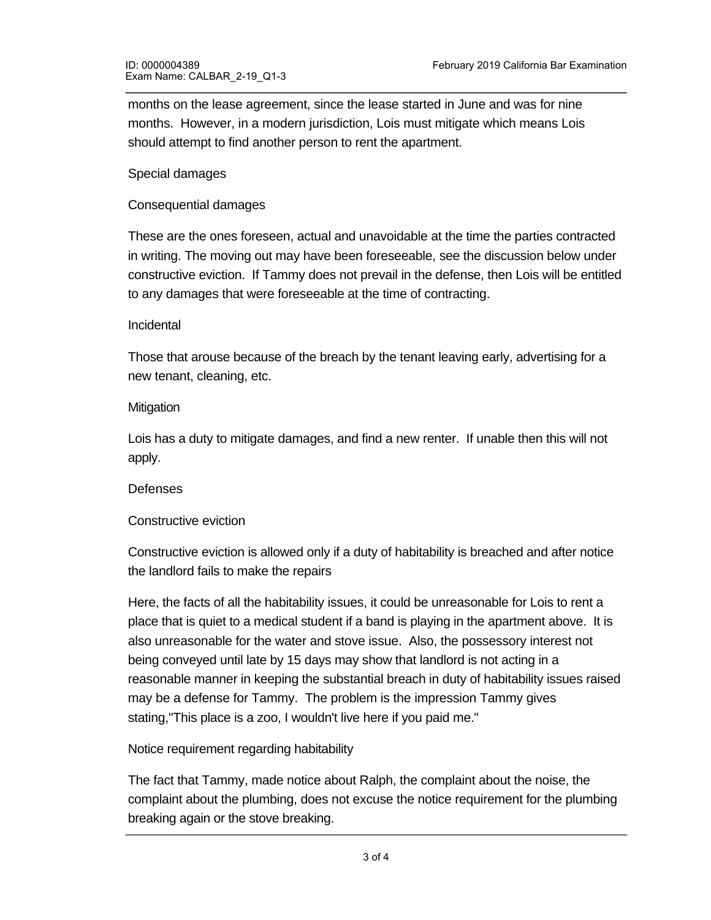months on the lease agreement, since the lease started in June and was for nine months. However, in a modern jurisdiction, Lois must mitigate which means Lois should attempt to find another person to rent the apartment.

Special damages

Consequential damages

These are the ones foreseen, actual and unavoidable at the time the parties contracted in writing. The moving out may have been foreseeable, see the discussion below under constructive eviction. If Tammy does not prevail in the defense, then Lois will be entitled to any damages that were foreseeable at the time of contracting.

Incidental

Those that arouse because of the breach by the tenant leaving early, advertising for a new tenant, cleaning, etc.

Mitigation

Lois has a duty to mitigate damages, and find a new renter. If unable then this will not apply.

Defenses

Constructive eviction

Constructive eviction is allowed only if a duty of habitability is breached and after notice the landlord fails to make the repairs

Here, the facts of all the habitability issues, it could be unreasonable for Lois to rent a place that is quiet to a medical student if a band is playing in the apartment above. It is also unreasonable for the water and stove issue. Also, the possessory interest not being conveyed until late by 15 days may show that landlord is not acting in a reasonable manner in keeping the substantial breach in duty of habitability issues raised may be a defense for Tammy. The problem is the impression Tammy gives stating,"This place is a zoo, I wouldn't live here if you paid me."

Notice requirement regarding habitability

The fact that Tammy, made notice about Ralph, the complaint about the noise, the complaint about the plumbing, does not excuse the notice requirement for the plumbing breaking again or the stove breaking.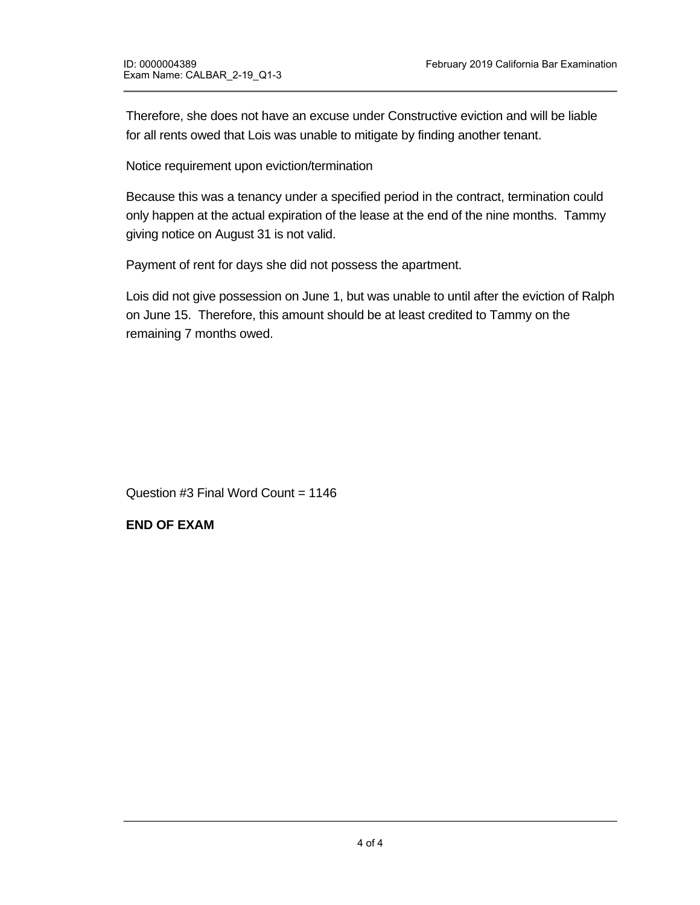Therefore, she does not have an excuse under Constructive eviction and will be liable for all rents owed that Lois was unable to mitigate by finding another tenant.

Notice requirement upon eviction/termination

Because this was a tenancy under a specified period in the contract, termination could only happen at the actual expiration of the lease at the end of the nine months. Tammy giving notice on August 31 is not valid.

Payment of rent for days she did not possess the apartment.

Lois did not give possession on June 1, but was unable to until after the eviction of Ralph on June 15. Therefore, this amount should be at least credited to Tammy on the remaining 7 months owed.

Question #3 Final Word Count = 1146

**END OF EXAM**